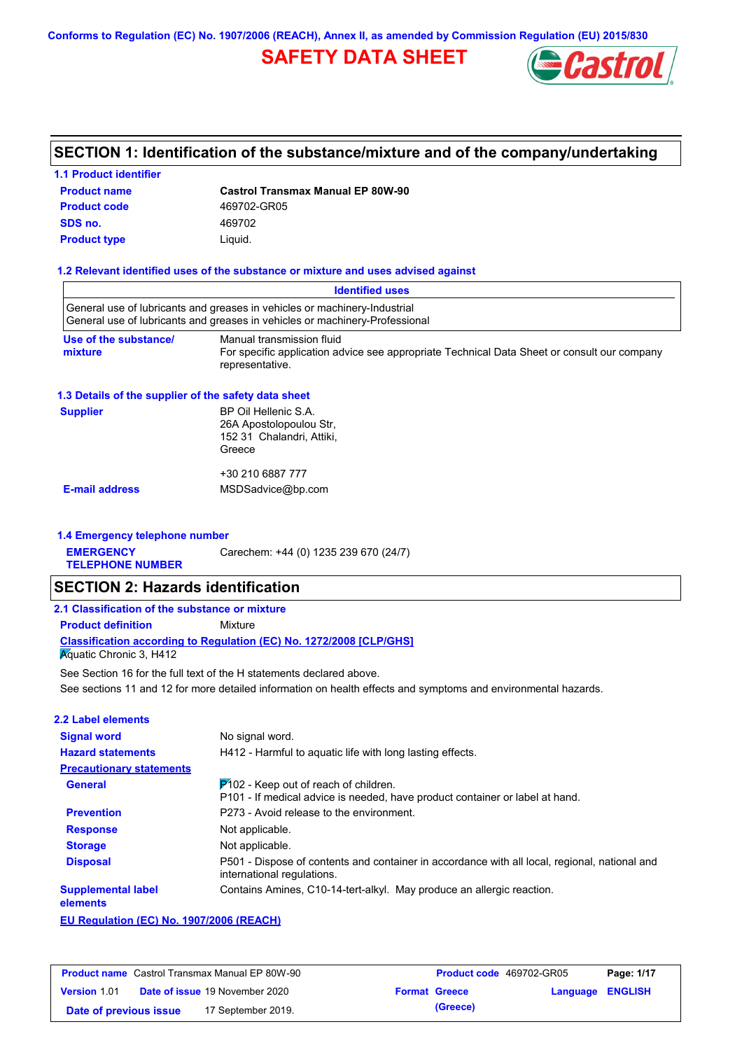Conforms to Regulation (EC) No. 1907/2006 (REACH), Annex II, as amended by Commission Regulation (EU) 2015/830

# SAFETY DATA SHEET

## SECTION 1: Identification of the substance/mixture and of the company/undertaking

### 1.1 Product identifier

**Product name** Castrol Transmax Manual EP 80W-90

**Product code** 469702-GR05

**SDS no.** 469702

**Product type** Liquid.

### 1.2 Relevant identified uses of the substance or mixture and uses advised against

| Identified uses |
|---|
| General use of lubricants and greases in vehicles or machinery-Industrial<br>General use of lubricants and greases in vehicles or machinery-Professional |

**Use of the substance/mixture** Manual transmission fluid
For specific application advice see appropriate Technical Data Sheet or consult our company representative.

### 1.3 Details of the supplier of the safety data sheet

**Supplier** BP Oil Hellenic S.A.
26A Apostolopoulou Str,
152 31 Chalandri, Attiki,
Greece

+30 210 6887 777

**E-mail address** MSDSadvice@bp.com

### 1.4 Emergency telephone number

**EMERGENCY TELEPHONE NUMBER** Carechem: +44 (0) 1235 239 670 (24/7)

## SECTION 2: Hazards identification

### 2.1 Classification of the substance or mixture

**Product definition** Mixture

**Classification according to Regulation (EC) No. 1272/2008 [CLP/GHS]**

Aquatic Chronic 3, H412

See Section 16 for the full text of the H statements declared above.

See sections 11 and 12 for more detailed information on health effects and symptoms and environmental hazards.

### 2.2 Label elements

**Signal word** No signal word.

**Hazard statements** H412 - Harmful to aquatic life with long lasting effects.

**Precautionary statements**

**General** P102 - Keep out of reach of children.
P101 - If medical advice is needed, have product container or label at hand.

**Prevention** P273 - Avoid release to the environment.

**Response** Not applicable.

**Storage** Not applicable.

**Disposal** P501 - Dispose of contents and container in accordance with all local, regional, national and international regulations.

**Supplemental label elements** Contains Amines, C10-14-tert-alkyl. May produce an allergic reaction.

**EU Regulation (EC) No. 1907/2006 (REACH)**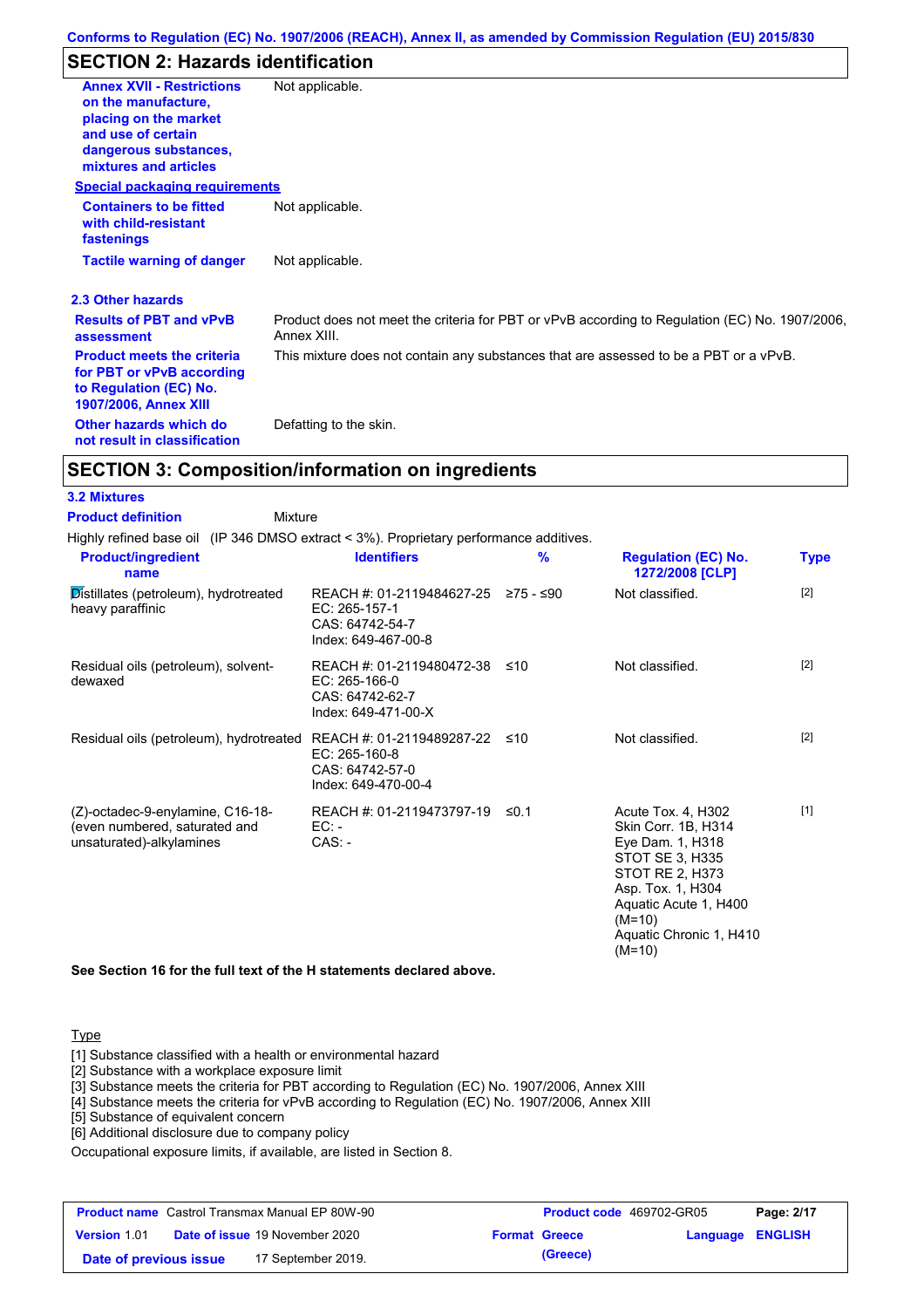## SECTION 2: Hazards identification

| | |
|---|---|
| **Annex XVII - Restrictions on the manufacture, placing on the market and use of certain dangerous substances, mixtures and articles** | Not applicable. |

**Special packaging requirements**

| | |
|---|---|
| **Containers to be fitted with child-resistant fastenings** | Not applicable. |
| **Tactile warning of danger** | Not applicable. |

### 2.3 Other hazards

| | |
|---|---|
| **Results of PBT and vPvB assessment** | Product does not meet the criteria for PBT or vPvB according to Regulation (EC) No. 1907/2006, Annex XIII. |
| **Product meets the criteria for PBT or vPvB according to Regulation (EC) No. 1907/2006, Annex XIII** | This mixture does not contain any substances that are assessed to be a PBT or a vPvB. |
| **Other hazards which do not result in classification** | Defatting to the skin. |

## SECTION 3: Composition/information on ingredients

### 3.2 Mixtures

**Product definition** Mixture

Highly refined base oil (IP 346 DMSO extract < 3%). Proprietary performance additives.

| Product/ingredient name | Identifiers | % | Regulation (EC) No. 1272/2008 [CLP] | Type |
|---|---|---|---|---|
| Distillates (petroleum), hydrotreated heavy paraffinic | REACH #: 01-2119484627-25<br>EC: 265-157-1<br>CAS: 64742-54-7<br>Index: 649-467-00-8 | ≥75 - ≤90 | Not classified. | [2] |
| Residual oils (petroleum), solvent-dewaxed | REACH #: 01-2119480472-38<br>EC: 265-166-0<br>CAS: 64742-62-7<br>Index: 649-471-00-X | ≤10 | Not classified. | [2] |
| Residual oils (petroleum), hydrotreated | REACH #: 01-2119489287-22<br>EC: 265-160-8<br>CAS: 64742-57-0<br>Index: 649-470-00-4 | ≤10 | Not classified. | [2] |
| (Z)-octadec-9-enylamine, C16-18-(even numbered, saturated and unsaturated)-alkylamines | REACH #: 01-2119473797-19<br>EC: -<br>CAS: - | ≤0.1 | Acute Tox. 4, H302<br>Skin Corr. 1B, H314<br>Eye Dam. 1, H318<br>STOT SE 3, H335<br>STOT RE 2, H373<br>Asp. Tox. 1, H304<br>Aquatic Acute 1, H400 (M=10)<br>Aquatic Chronic 1, H410 (M=10) | [1] |

**See Section 16 for the full text of the H statements declared above.**

Type

[1] Substance classified with a health or environmental hazard
[2] Substance with a workplace exposure limit
[3] Substance meets the criteria for PBT according to Regulation (EC) No. 1907/2006, Annex XIII
[4] Substance meets the criteria for vPvB according to Regulation (EC) No. 1907/2006, Annex XIII
[5] Substance of equivalent concern
[6] Additional disclosure due to company policy

Occupational exposure limits, if available, are listed in Section 8.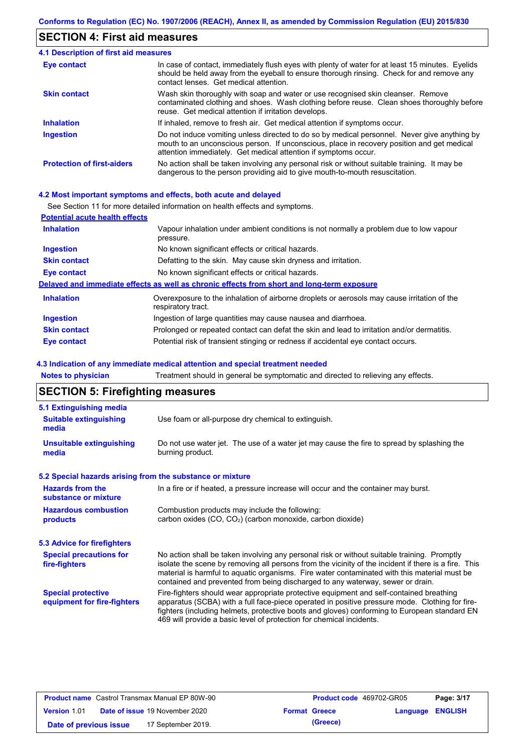## SECTION 4: First aid measures

### 4.1 Description of first aid measures

| | |
|---|---|
| **Eye contact** | In case of contact, immediately flush eyes with plenty of water for at least 15 minutes. Eyelids should be held away from the eyeball to ensure thorough rinsing. Check for and remove any contact lenses. Get medical attention. |
| **Skin contact** | Wash skin thoroughly with soap and water or use recognised skin cleanser. Remove contaminated clothing and shoes. Wash clothing before reuse. Clean shoes thoroughly before reuse. Get medical attention if irritation develops. |
| **Inhalation** | If inhaled, remove to fresh air. Get medical attention if symptoms occur. |
| **Ingestion** | Do not induce vomiting unless directed to do so by medical personnel. Never give anything by mouth to an unconscious person. If unconscious, place in recovery position and get medical attention immediately. Get medical attention if symptoms occur. |
| **Protection of first-aiders** | No action shall be taken involving any personal risk or without suitable training. It may be dangerous to the person providing aid to give mouth-to-mouth resuscitation. |

### 4.2 Most important symptoms and effects, both acute and delayed

See Section 11 for more detailed information on health effects and symptoms.

**Potential acute health effects**

| | |
|---|---|
| **Inhalation** | Vapour inhalation under ambient conditions is not normally a problem due to low vapour pressure. |
| **Ingestion** | No known significant effects or critical hazards. |
| **Skin contact** | Defatting to the skin. May cause skin dryness and irritation. |
| **Eye contact** | No known significant effects or critical hazards. |

**Delayed and immediate effects as well as chronic effects from short and long-term exposure**

| | |
|---|---|
| **Inhalation** | Overexposure to the inhalation of airborne droplets or aerosols may cause irritation of the respiratory tract. |
| **Ingestion** | Ingestion of large quantities may cause nausea and diarrhoea. |
| **Skin contact** | Prolonged or repeated contact can defat the skin and lead to irritation and/or dermatitis. |
| **Eye contact** | Potential risk of transient stinging or redness if accidental eye contact occurs. |

### 4.3 Indication of any immediate medical attention and special treatment needed

| | |
|---|---|
| **Notes to physician** | Treatment should in general be symptomatic and directed to relieving any effects. |

## SECTION 5: Firefighting measures

### 5.1 Extinguishing media

| | |
|---|---|
| **Suitable extinguishing media** | Use foam or all-purpose dry chemical to extinguish. |
| **Unsuitable extinguishing media** | Do not use water jet. The use of a water jet may cause the fire to spread by splashing the burning product. |

### 5.2 Special hazards arising from the substance or mixture

| | |
|---|---|
| **Hazards from the substance or mixture** | In a fire or if heated, a pressure increase will occur and the container may burst. |
| **Hazardous combustion products** | Combustion products may include the following: carbon oxides (CO, $CO_2$) (carbon monoxide, carbon dioxide) |

### 5.3 Advice for firefighters

| | |
|---|---|
| **Special precautions for fire-fighters** | No action shall be taken involving any personal risk or without suitable training. Promptly isolate the scene by removing all persons from the vicinity of the incident if there is a fire. This material is harmful to aquatic organisms. Fire water contaminated with this material must be contained and prevented from being discharged to any waterway, sewer or drain. |
| **Special protective equipment for fire-fighters** | Fire-fighters should wear appropriate protective equipment and self-contained breathing apparatus (SCBA) with a full face-piece operated in positive pressure mode. Clothing for fire-fighters (including helmets, protective boots and gloves) conforming to European standard EN 469 will provide a basic level of protection for chemical incidents. |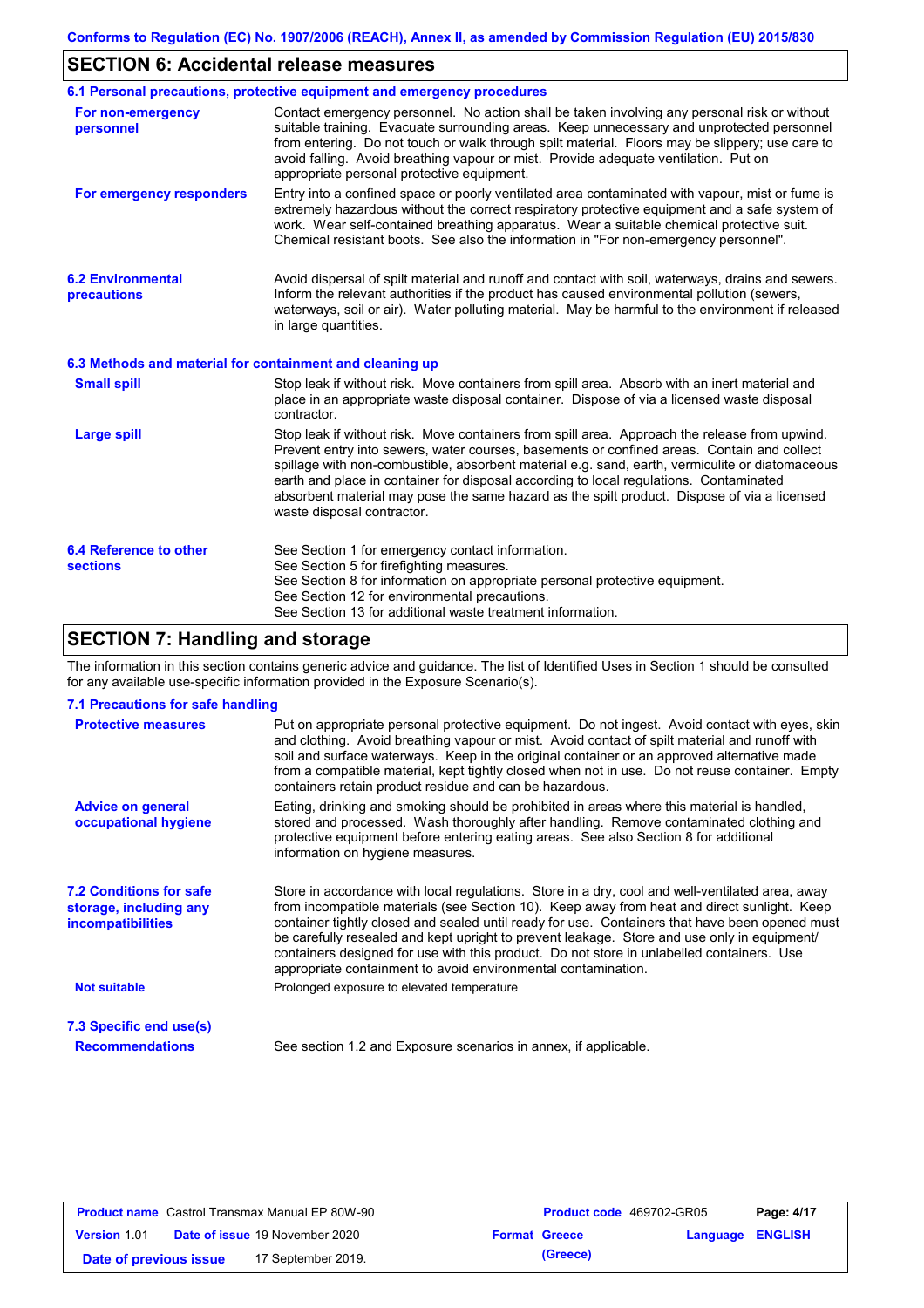## SECTION 6: Accidental release measures

### 6.1 Personal precautions, protective equipment and emergency procedures

**For non-emergency personnel**

Contact emergency personnel. No action shall be taken involving any personal risk or without suitable training. Evacuate surrounding areas. Keep unnecessary and unprotected personnel from entering. Do not touch or walk through spilt material. Floors may be slippery; use care to avoid falling. Avoid breathing vapour or mist. Provide adequate ventilation. Put on appropriate personal protective equipment.

**For emergency responders**

Entry into a confined space or poorly ventilated area contaminated with vapour, mist or fume is extremely hazardous without the correct respiratory protective equipment and a safe system of work. Wear self-contained breathing apparatus. Wear a suitable chemical protective suit. Chemical resistant boots. See also the information in "For non-emergency personnel".

### 6.2 Environmental precautions

Avoid dispersal of spilt material and runoff and contact with soil, waterways, drains and sewers. Inform the relevant authorities if the product has caused environmental pollution (sewers, waterways, soil or air). Water polluting material. May be harmful to the environment if released in large quantities.

### 6.3 Methods and material for containment and cleaning up

**Small spill**

Stop leak if without risk. Move containers from spill area. Absorb with an inert material and place in an appropriate waste disposal container. Dispose of via a licensed waste disposal contractor.

**Large spill**

Stop leak if without risk. Move containers from spill area. Approach the release from upwind. Prevent entry into sewers, water courses, basements or confined areas. Contain and collect spillage with non-combustible, absorbent material e.g. sand, earth, vermiculite or diatomaceous earth and place in container for disposal according to local regulations. Contaminated absorbent material may pose the same hazard as the spilt product. Dispose of via a licensed waste disposal contractor.

### 6.4 Reference to other sections

See Section 1 for emergency contact information.
See Section 5 for firefighting measures.
See Section 8 for information on appropriate personal protective equipment.
See Section 12 for environmental precautions.
See Section 13 for additional waste treatment information.

## SECTION 7: Handling and storage

The information in this section contains generic advice and guidance. The list of Identified Uses in Section 1 should be consulted for any available use-specific information provided in the Exposure Scenario(s).

### 7.1 Precautions for safe handling

**Protective measures**

Put on appropriate personal protective equipment. Do not ingest. Avoid contact with eyes, skin and clothing. Avoid breathing vapour or mist. Avoid contact of spilt material and runoff with soil and surface waterways. Keep in the original container or an approved alternative made from a compatible material, kept tightly closed when not in use. Do not reuse container. Empty containers retain product residue and can be hazardous.

**Advice on general occupational hygiene**

Eating, drinking and smoking should be prohibited in areas where this material is handled, stored and processed. Wash thoroughly after handling. Remove contaminated clothing and protective equipment before entering eating areas. See also Section 8 for additional information on hygiene measures.

### 7.2 Conditions for safe storage, including any incompatibilities

Store in accordance with local regulations. Store in a dry, cool and well-ventilated area, away from incompatible materials (see Section 10). Keep away from heat and direct sunlight. Keep container tightly closed and sealed until ready for use. Containers that have been opened must be carefully resealed and kept upright to prevent leakage. Store and use only in equipment/ containers designed for use with this product. Do not store in unlabelled containers. Use appropriate containment to avoid environmental contamination.

**Not suitable**

Prolonged exposure to elevated temperature

### 7.3 Specific end use(s)

**Recommendations**

See section 1.2 and Exposure scenarios in annex, if applicable.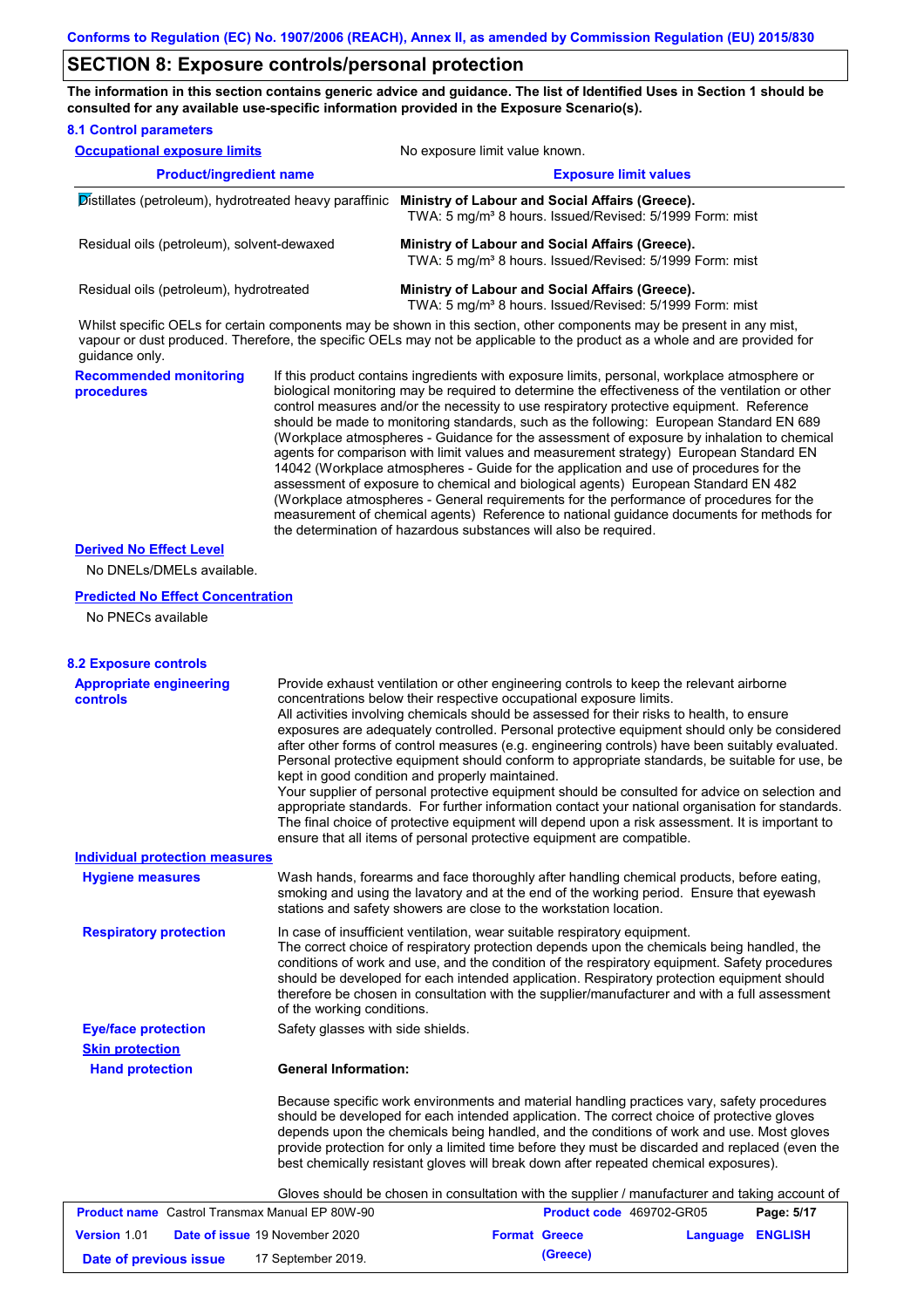## SECTION 8: Exposure controls/personal protection

**The information in this section contains generic advice and guidance. The list of Identified Uses in Section 1 should be consulted for any available use-specific information provided in the Exposure Scenario(s).**

### 8.1 Control parameters

**Occupational exposure limits** — No exposure limit value known.

| Product/ingredient name | Exposure limit values |
|---|---|
| Distillates (petroleum), hydrotreated heavy paraffinic | **Ministry of Labour and Social Affairs (Greece).** TWA: 5 mg/m³ 8 hours. Issued/Revised: 5/1999 Form: mist |
| Residual oils (petroleum), solvent-dewaxed | **Ministry of Labour and Social Affairs (Greece).** TWA: 5 mg/m³ 8 hours. Issued/Revised: 5/1999 Form: mist |
| Residual oils (petroleum), hydrotreated | **Ministry of Labour and Social Affairs (Greece).** TWA: 5 mg/m³ 8 hours. Issued/Revised: 5/1999 Form: mist |

Whilst specific OELs for certain components may be shown in this section, other components may be present in any mist, vapour or dust produced. Therefore, the specific OELs may not be applicable to the product as a whole and are provided for guidance only.

**Recommended monitoring procedures**

If this product contains ingredients with exposure limits, personal, workplace atmosphere or biological monitoring may be required to determine the effectiveness of the ventilation or other control measures and/or the necessity to use respiratory protective equipment. Reference should be made to monitoring standards, such as the following: European Standard EN 689 (Workplace atmospheres - Guidance for the assessment of exposure by inhalation to chemical agents for comparison with limit values and measurement strategy) European Standard EN 14042 (Workplace atmospheres - Guide for the application and use of procedures for the assessment of exposure to chemical and biological agents) European Standard EN 482 (Workplace atmospheres - General requirements for the performance of procedures for the measurement of chemical agents) Reference to national guidance documents for methods for the determination of hazardous substances will also be required.

**Derived No Effect Level**

No DNELs/DMELs available.

**Predicted No Effect Concentration**

No PNECs available

### 8.2 Exposure controls

**Appropriate engineering controls**

Provide exhaust ventilation or other engineering controls to keep the relevant airborne concentrations below their respective occupational exposure limits.
All activities involving chemicals should be assessed for their risks to health, to ensure exposures are adequately controlled. Personal protective equipment should only be considered after other forms of control measures (e.g. engineering controls) have been suitably evaluated. Personal protective equipment should conform to appropriate standards, be suitable for use, be kept in good condition and properly maintained.
Your supplier of personal protective equipment should be consulted for advice on selection and appropriate standards. For further information contact your national organisation for standards.
The final choice of protective equipment will depend upon a risk assessment. It is important to ensure that all items of personal protective equipment are compatible.

**Individual protection measures**

**Hygiene measures**

Wash hands, forearms and face thoroughly after handling chemical products, before eating, smoking and using the lavatory and at the end of the working period. Ensure that eyewash stations and safety showers are close to the workstation location.

**Respiratory protection**

In case of insufficient ventilation, wear suitable respiratory equipment.
The correct choice of respiratory protection depends upon the chemicals being handled, the conditions of work and use, and the condition of the respiratory equipment. Safety procedures should be developed for each intended application. Respiratory protection equipment should therefore be chosen in consultation with the supplier/manufacturer and with a full assessment of the working conditions.

**Eye/face protection**

Safety glasses with side shields.

**Skin protection**

**Hand protection**

**General Information:**

Because specific work environments and material handling practices vary, safety procedures should be developed for each intended application. The correct choice of protective gloves depends upon the chemicals being handled, and the conditions of work and use. Most gloves provide protection for only a limited time before they must be discarded and replaced (even the best chemically resistant gloves will break down after repeated chemical exposures).

Gloves should be chosen in consultation with the supplier / manufacturer and taking account of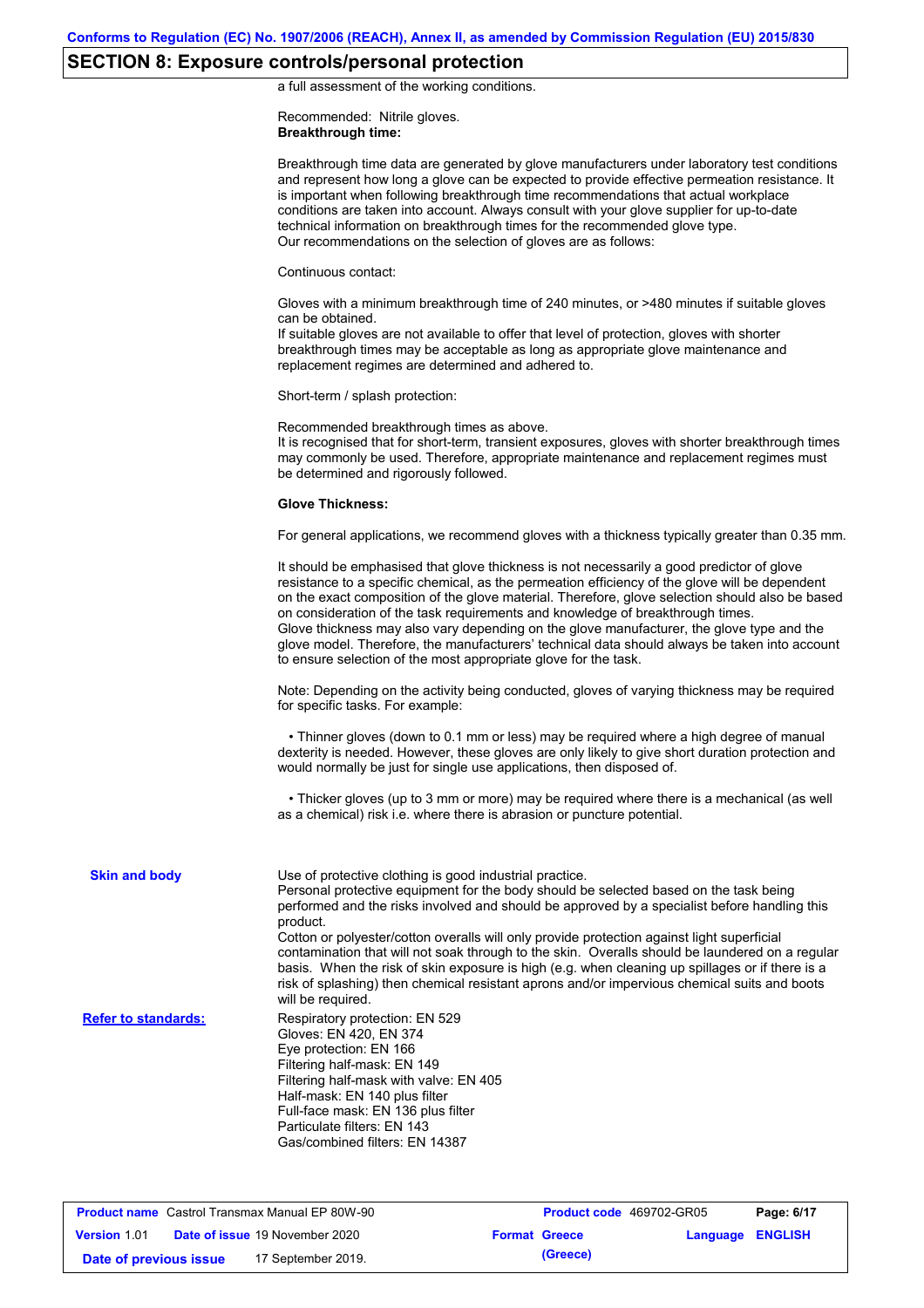## SECTION 8: Exposure controls/personal protection

a full assessment of the working conditions.

Recommended: Nitrile gloves.
**Breakthrough time:**

Breakthrough time data are generated by glove manufacturers under laboratory test conditions and represent how long a glove can be expected to provide effective permeation resistance. It is important when following breakthrough time recommendations that actual workplace conditions are taken into account. Always consult with your glove supplier for up-to-date technical information on breakthrough times for the recommended glove type.
Our recommendations on the selection of gloves are as follows:

Continuous contact:

Gloves with a minimum breakthrough time of 240 minutes, or >480 minutes if suitable gloves can be obtained.
If suitable gloves are not available to offer that level of protection, gloves with shorter breakthrough times may be acceptable as long as appropriate glove maintenance and replacement regimes are determined and adhered to.

Short-term / splash protection:

Recommended breakthrough times as above.
It is recognised that for short-term, transient exposures, gloves with shorter breakthrough times may commonly be used. Therefore, appropriate maintenance and replacement regimes must be determined and rigorously followed.

**Glove Thickness:**

For general applications, we recommend gloves with a thickness typically greater than 0.35 mm.

It should be emphasised that glove thickness is not necessarily a good predictor of glove resistance to a specific chemical, as the permeation efficiency of the glove will be dependent on the exact composition of the glove material. Therefore, glove selection should also be based on consideration of the task requirements and knowledge of breakthrough times.
Glove thickness may also vary depending on the glove manufacturer, the glove type and the glove model. Therefore, the manufacturers' technical data should always be taken into account to ensure selection of the most appropriate glove for the task.

Note: Depending on the activity being conducted, gloves of varying thickness may be required for specific tasks. For example:

- Thinner gloves (down to 0.1 mm or less) may be required where a high degree of manual dexterity is needed. However, these gloves are only likely to give short duration protection and would normally be just for single use applications, then disposed of.

- Thicker gloves (up to 3 mm or more) may be required where there is a mechanical (as well as a chemical) risk i.e. where there is abrasion or puncture potential.

**Skin and body**

Use of protective clothing is good industrial practice.
Personal protective equipment for the body should be selected based on the task being performed and the risks involved and should be approved by a specialist before handling this product.
Cotton or polyester/cotton overalls will only provide protection against light superficial contamination that will not soak through to the skin. Overalls should be laundered on a regular basis. When the risk of skin exposure is high (e.g. when cleaning up spillages or if there is a risk of splashing) then chemical resistant aprons and/or impervious chemical suits and boots will be required.

**Refer to standards:**

Respiratory protection: EN 529
Gloves: EN 420, EN 374
Eye protection: EN 166
Filtering half-mask: EN 149
Filtering half-mask with valve: EN 405
Half-mask: EN 140 plus filter
Full-face mask: EN 136 plus filter
Particulate filters: EN 143
Gas/combined filters: EN 14387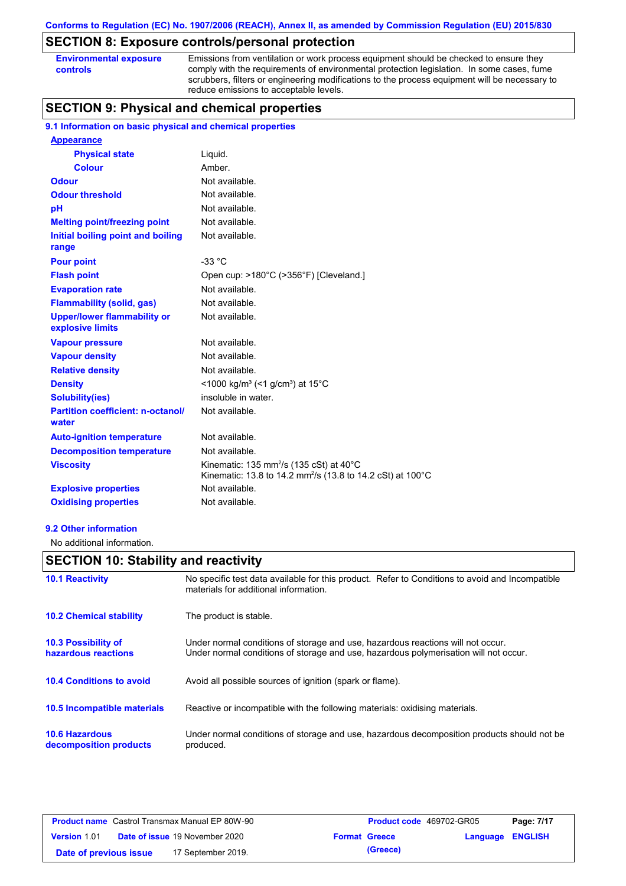## SECTION 8: Exposure controls/personal protection

| | |
|---|---|
| **Environmental exposure controls** | Emissions from ventilation or work process equipment should be checked to ensure they comply with the requirements of environmental protection legislation. In some cases, fume scrubbers, filters or engineering modifications to the process equipment will be necessary to reduce emissions to acceptable levels. |

## SECTION 9: Physical and chemical properties

### 9.1 Information on basic physical and chemical properties

| | |
|---|---|
| **Appearance** | |
| **Physical state** | Liquid. |
| **Colour** | Amber. |
| **Odour** | Not available. |
| **Odour threshold** | Not available. |
| **pH** | Not available. |
| **Melting point/freezing point** | Not available. |
| **Initial boiling point and boiling range** | Not available. |
| **Pour point** | -33 °C |
| **Flash point** | Open cup: >180°C (>356°F) [Cleveland.] |
| **Evaporation rate** | Not available. |
| **Flammability (solid, gas)** | Not available. |
| **Upper/lower flammability or explosive limits** | Not available. |
| **Vapour pressure** | Not available. |
| **Vapour density** | Not available. |
| **Relative density** | Not available. |
| **Density** | <1000 kg/m³ (<1 g/cm³) at 15°C |
| **Solubility(ies)** | insoluble in water. |
| **Partition coefficient: n-octanol/water** | Not available. |
| **Auto-ignition temperature** | Not available. |
| **Decomposition temperature** | Not available. |
| **Viscosity** | Kinematic: 135 mm²/s (135 cSt) at 40°C<br>Kinematic: 13.8 to 14.2 mm²/s (13.8 to 14.2 cSt) at 100°C |
| **Explosive properties** | Not available. |
| **Oxidising properties** | Not available. |

### 9.2 Other information

No additional information.

## SECTION 10: Stability and reactivity

| | |
|---|---|
| **10.1 Reactivity** | No specific test data available for this product. Refer to Conditions to avoid and Incompatible materials for additional information. |
| **10.2 Chemical stability** | The product is stable. |
| **10.3 Possibility of hazardous reactions** | Under normal conditions of storage and use, hazardous reactions will not occur.<br>Under normal conditions of storage and use, hazardous polymerisation will not occur. |
| **10.4 Conditions to avoid** | Avoid all possible sources of ignition (spark or flame). |
| **10.5 Incompatible materials** | Reactive or incompatible with the following materials: oxidising materials. |
| **10.6 Hazardous decomposition products** | Under normal conditions of storage and use, hazardous decomposition products should not be produced. |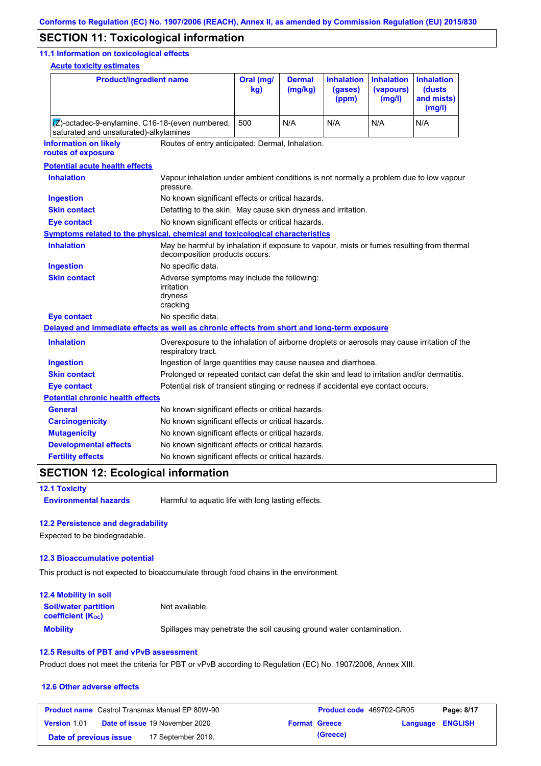Conforms to Regulation (EC) No. 1907/2006 (REACH), Annex II, as amended by Commission Regulation (EU) 2015/830

## SECTION 11: Toxicological information

### 11.1 Information on toxicological effects

**Acute toxicity estimates**

| Product/ingredient name | Oral (mg/kg) | Dermal (mg/kg) | Inhalation (gases) (ppm) | Inhalation (vapours) (mg/l) | Inhalation (dusts and mists) (mg/l) |
|---|---|---|---|---|---|
| (Z)-octadec-9-enylamine, C16-18-(even numbered, saturated and unsaturated)-alkylamines | 500 | N/A | N/A | N/A | N/A |

**Information on likely routes of exposure**: Routes of entry anticipated: Dermal, Inhalation.

**Potential acute health effects**

**Inhalation**: Vapour inhalation under ambient conditions is not normally a problem due to low vapour pressure.
**Ingestion**: No known significant effects or critical hazards.
**Skin contact**: Defatting to the skin. May cause skin dryness and irritation.
**Eye contact**: No known significant effects or critical hazards.

**Symptoms related to the physical, chemical and toxicological characteristics**

**Inhalation**: May be harmful by inhalation if exposure to vapour, mists or fumes resulting from thermal decomposition products occurs.
**Ingestion**: No specific data.
**Skin contact**: Adverse symptoms may include the following:
irritation
dryness
cracking
**Eye contact**: No specific data.

**Delayed and immediate effects as well as chronic effects from short and long-term exposure**

**Inhalation**: Overexposure to the inhalation of airborne droplets or aerosols may cause irritation of the respiratory tract.
**Ingestion**: Ingestion of large quantities may cause nausea and diarrhoea.
**Skin contact**: Prolonged or repeated contact can defat the skin and lead to irritation and/or dermatitis.
**Eye contact**: Potential risk of transient stinging or redness if accidental eye contact occurs.

**Potential chronic health effects**

**General**: No known significant effects or critical hazards.
**Carcinogenicity**: No known significant effects or critical hazards.
**Mutagenicity**: No known significant effects or critical hazards.
**Developmental effects**: No known significant effects or critical hazards.
**Fertility effects**: No known significant effects or critical hazards.

## SECTION 12: Ecological information

### 12.1 Toxicity

**Environmental hazards**: Harmful to aquatic life with long lasting effects.

### 12.2 Persistence and degradability

Expected to be biodegradable.

### 12.3 Bioaccumulative potential

This product is not expected to bioaccumulate through food chains in the environment.

### 12.4 Mobility in soil

**Soil/water partition coefficient ($K_{OC}$)**: Not available.

**Mobility**: Spillages may penetrate the soil causing ground water contamination.

### 12.5 Results of PBT and vPvB assessment

Product does not meet the criteria for PBT or vPvB according to Regulation (EC) No. 1907/2006, Annex XIII.

### 12.6 Other adverse effects

| | | | |
|---|---|---|---|
| **Product name** Castrol Transmax Manual EP 80W-90 | | **Product code** 469702-GR05 | **Page:** 8/17 |
| **Version** 1.01 | **Date of issue** 19 November 2020 | **Format** Greece (Greece) | **Language** ENGLISH |
| **Date of previous issue** | 17 September 2019. | | |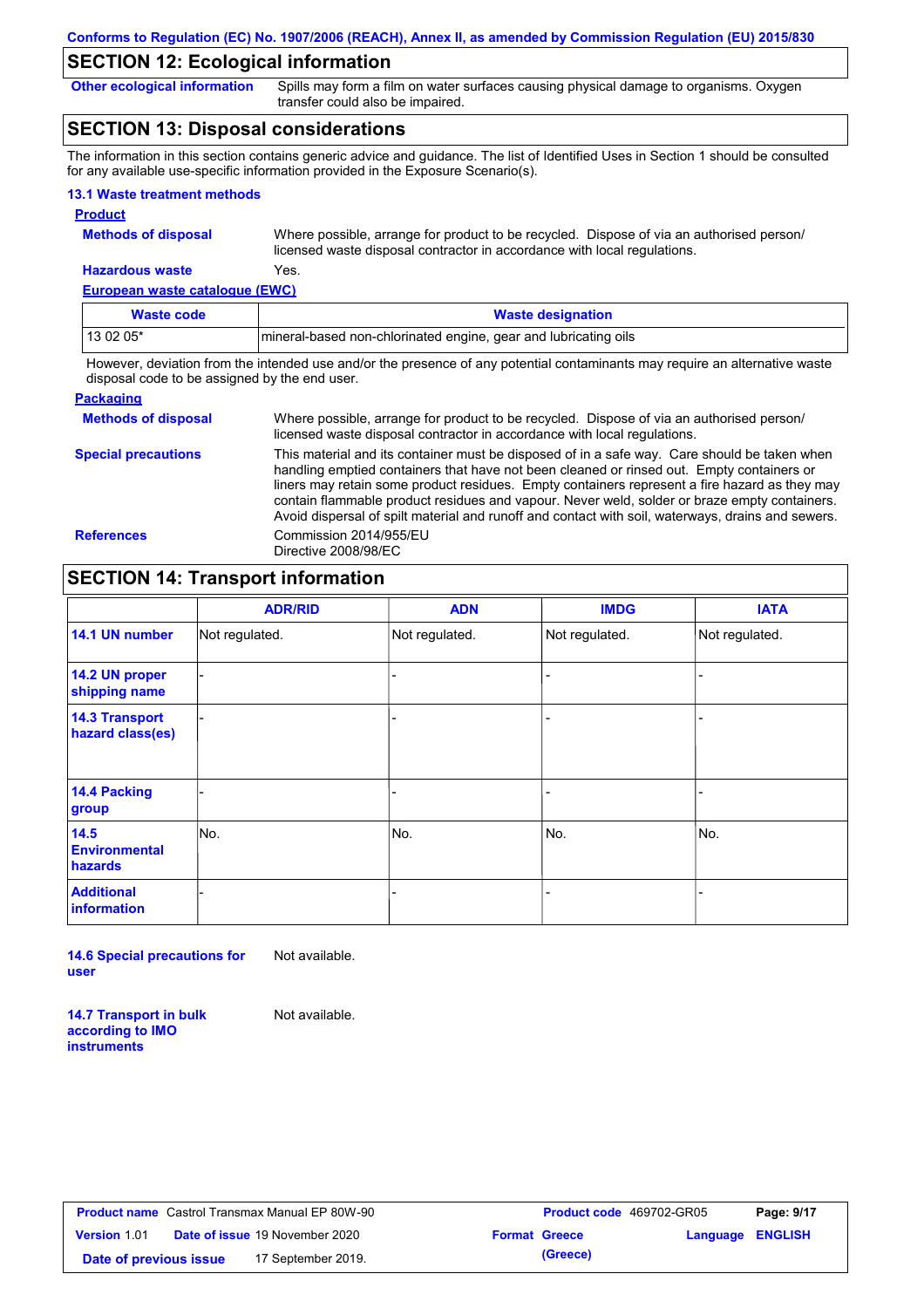## SECTION 12: Ecological information

**Other ecological information** Spills may form a film on water surfaces causing physical damage to organisms. Oxygen transfer could also be impaired.

## SECTION 13: Disposal considerations

The information in this section contains generic advice and guidance. The list of Identified Uses in Section 1 should be consulted for any available use-specific information provided in the Exposure Scenario(s).

### 13.1 Waste treatment methods

**Product**

**Methods of disposal** Where possible, arrange for product to be recycled. Dispose of via an authorised person/ licensed waste disposal contractor in accordance with local regulations.

**Hazardous waste** Yes.

**European waste catalogue (EWC)**

| Waste code | Waste designation |
|---|---|
| 13 02 05* | mineral-based non-chlorinated engine, gear and lubricating oils |

However, deviation from the intended use and/or the presence of any potential contaminants may require an alternative waste disposal code to be assigned by the end user.

**Packaging**

**Methods of disposal** Where possible, arrange for product to be recycled. Dispose of via an authorised person/ licensed waste disposal contractor in accordance with local regulations.

**Special precautions** This material and its container must be disposed of in a safe way. Care should be taken when handling emptied containers that have not been cleaned or rinsed out. Empty containers or liners may retain some product residues. Empty containers represent a fire hazard as they may contain flammable product residues and vapour. Never weld, solder or braze empty containers. Avoid dispersal of spilt material and runoff and contact with soil, waterways, drains and sewers.

**References** Commission 2014/955/EU
Directive 2008/98/EC

## SECTION 14: Transport information

| | ADR/RID | ADN | IMDG | IATA |
|---|---|---|---|---|
| 14.1 UN number | Not regulated. | Not regulated. | Not regulated. | Not regulated. |
| 14.2 UN proper shipping name | - | - | - | - |
| 14.3 Transport hazard class(es) | - | - | - | - |
| 14.4 Packing group | - | - | - | - |
| 14.5 Environmental hazards | No. | No. | No. | No. |
| Additional information | - | - | - | - |

**14.6 Special precautions for user** Not available.

**14.7 Transport in bulk according to IMO instruments** Not available.

| | | | |
|---|---|---|---|
| **Product name** Castrol Transmax Manual EP 80W-90 | **Product code** 469702-GR05 | | **Page: 9/17** |
| **Version** 1.01 **Date of issue** 19 November 2020 | **Format Greece (Greece)** | **Language** | **ENGLISH** |
| **Date of previous issue** 17 September 2019. | | | |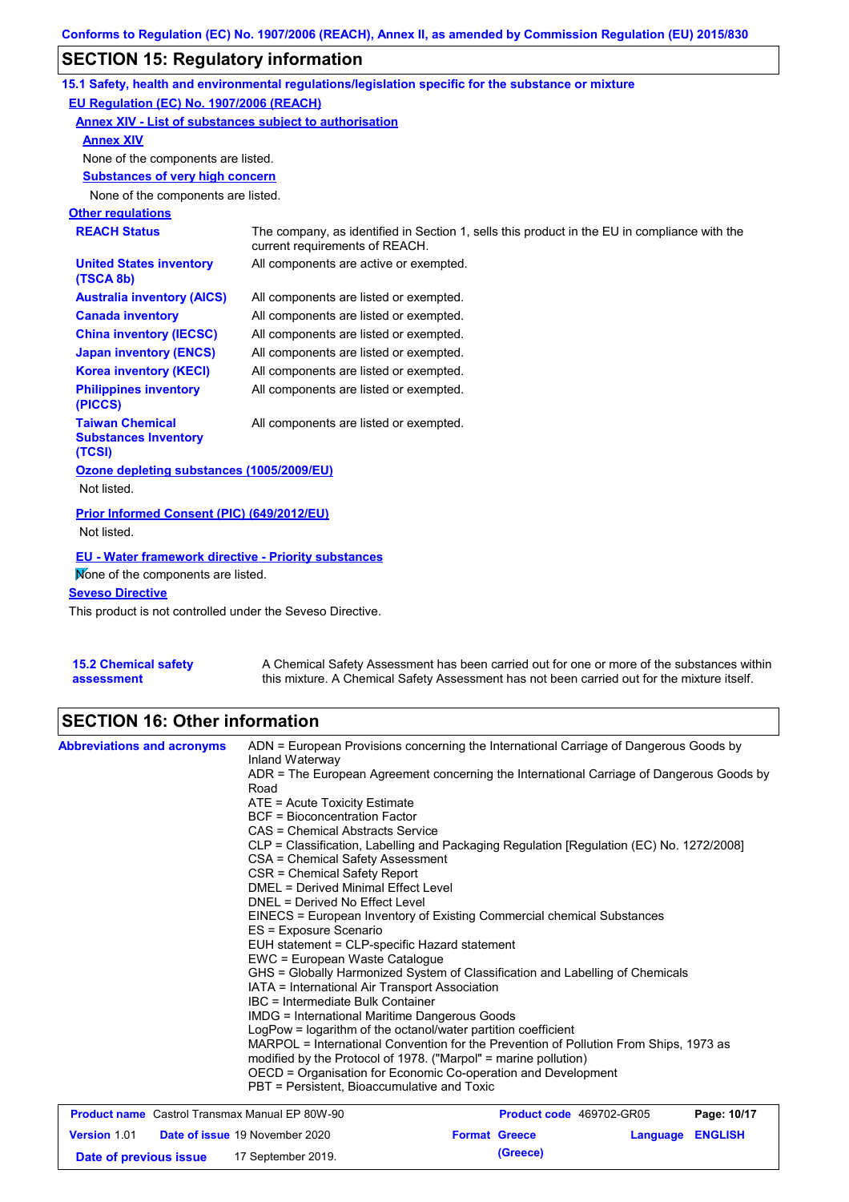## SECTION 15: Regulatory information

### 15.1 Safety, health and environmental regulations/legislation specific for the substance or mixture

**EU Regulation (EC) No. 1907/2006 (REACH)**

**Annex XIV - List of substances subject to authorisation**

**Annex XIV**

None of the components are listed.

**Substances of very high concern**

None of the components are listed.

**Other regulations**

| | |
|---|---|
| **REACH Status** | The company, as identified in Section 1, sells this product in the EU in compliance with the current requirements of REACH. |
| **United States inventory (TSCA 8b)** | All components are active or exempted. |
| **Australia inventory (AICS)** | All components are listed or exempted. |
| **Canada inventory** | All components are listed or exempted. |
| **China inventory (IECSC)** | All components are listed or exempted. |
| **Japan inventory (ENCS)** | All components are listed or exempted. |
| **Korea inventory (KECI)** | All components are listed or exempted. |
| **Philippines inventory (PICCS)** | All components are listed or exempted. |
| **Taiwan Chemical Substances Inventory (TCSI)** | All components are listed or exempted. |

**Ozone depleting substances (1005/2009/EU)**

Not listed.

**Prior Informed Consent (PIC) (649/2012/EU)**

Not listed.

**EU - Water framework directive - Priority substances**

None of the components are listed.

**Seveso Directive**

This product is not controlled under the Seveso Directive.

**15.2 Chemical safety assessment**

A Chemical Safety Assessment has been carried out for one or more of the substances within this mixture. A Chemical Safety Assessment has not been carried out for the mixture itself.

## SECTION 16: Other information

**Abbreviations and acronyms**

ADN = European Provisions concerning the International Carriage of Dangerous Goods by Inland Waterway
ADR = The European Agreement concerning the International Carriage of Dangerous Goods by Road
ATE = Acute Toxicity Estimate
BCF = Bioconcentration Factor
CAS = Chemical Abstracts Service
CLP = Classification, Labelling and Packaging Regulation [Regulation (EC) No. 1272/2008]
CSA = Chemical Safety Assessment
CSR = Chemical Safety Report
DMEL = Derived Minimal Effect Level
DNEL = Derived No Effect Level
EINECS = European Inventory of Existing Commercial chemical Substances
ES = Exposure Scenario
EUH statement = CLP-specific Hazard statement
EWC = European Waste Catalogue
GHS = Globally Harmonized System of Classification and Labelling of Chemicals
IATA = International Air Transport Association
IBC = Intermediate Bulk Container
IMDG = International Maritime Dangerous Goods
LogPow = logarithm of the octanol/water partition coefficient
MARPOL = International Convention for the Prevention of Pollution From Ships, 1973 as modified by the Protocol of 1978. ("Marpol" = marine pollution)
OECD = Organisation for Economic Co-operation and Development
PBT = Persistent, Bioaccumulative and Toxic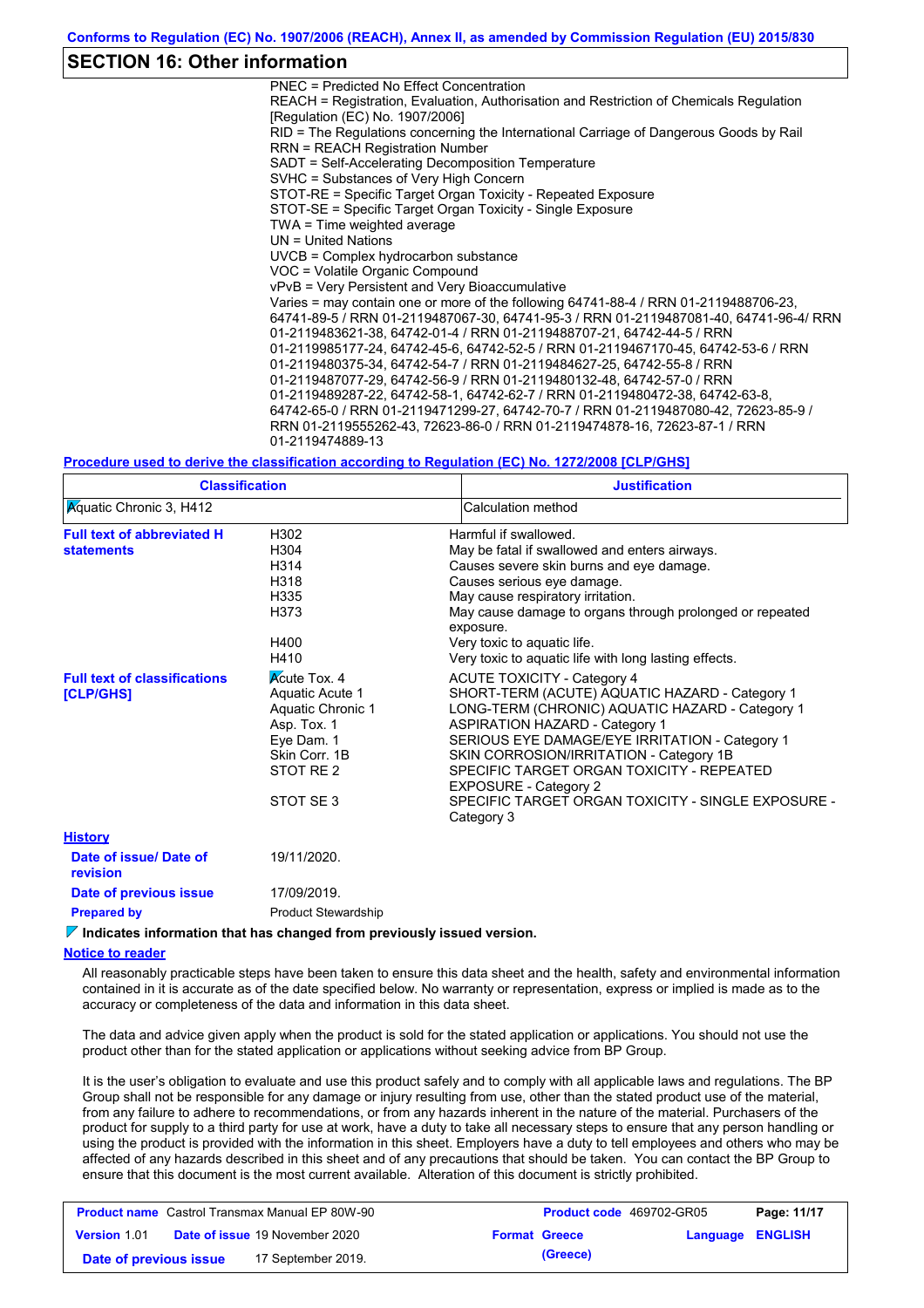Conforms to Regulation (EC) No. 1907/2006 (REACH), Annex II, as amended by Commission Regulation (EU) 2015/830

## SECTION 16: Other information

PNEC = Predicted No Effect Concentration
REACH = Registration, Evaluation, Authorisation and Restriction of Chemicals Regulation [Regulation (EC) No. 1907/2006]
RID = The Regulations concerning the International Carriage of Dangerous Goods by Rail
RRN = REACH Registration Number
SADT = Self-Accelerating Decomposition Temperature
SVHC = Substances of Very High Concern
STOT-RE = Specific Target Organ Toxicity - Repeated Exposure
STOT-SE = Specific Target Organ Toxicity - Single Exposure
TWA = Time weighted average
UN = United Nations
UVCB = Complex hydrocarbon substance
VOC = Volatile Organic Compound
vPvB = Very Persistent and Very Bioaccumulative
Varies = may contain one or more of the following 64741-88-4 / RRN 01-2119488706-23, 64741-89-5 / RRN 01-2119487067-30, 64741-95-3 / RRN 01-2119487081-40, 64741-96-4/ RRN 01-2119483621-38, 64742-01-4 / RRN 01-2119488707-21, 64742-44-5 / RRN 01-2119985177-24, 64742-45-6, 64742-52-5 / RRN 01-2119467170-45, 64742-53-6 / RRN 01-2119480375-34, 64742-54-7 / RRN 01-2119484627-25, 64742-55-8 / RRN 01-2119487077-29, 64742-56-9 / RRN 01-2119480132-48, 64742-57-0 / RRN 01-2119489287-22, 64742-58-1, 64742-62-7 / RRN 01-2119480472-38, 64742-63-8, 64742-65-0 / RRN 01-2119471299-27, 64742-70-7 / RRN 01-2119487080-42, 72623-85-9 / RRN 01-2119555262-43, 72623-86-0 / RRN 01-2119474878-16, 72623-87-1 / RRN 01-2119474889-13

**Procedure used to derive the classification according to Regulation (EC) No. 1272/2008 [CLP/GHS]**

| Classification | Justification |
|---|---|
| Aquatic Chronic 3, H412 | Calculation method |

**Full text of abbreviated H statements**

| | |
|---|---|
| H302 | Harmful if swallowed. |
| H304 | May be fatal if swallowed and enters airways. |
| H314 | Causes severe skin burns and eye damage. |
| H318 | Causes serious eye damage. |
| H335 | May cause respiratory irritation. |
| H373 | May cause damage to organs through prolonged or repeated exposure. |
| H400 | Very toxic to aquatic life. |
| H410 | Very toxic to aquatic life with long lasting effects. |

**Full text of classifications [CLP/GHS]**

| | |
|---|---|
| Acute Tox. 4 | ACUTE TOXICITY - Category 4 |
| Aquatic Acute 1 | SHORT-TERM (ACUTE) AQUATIC HAZARD - Category 1 |
| Aquatic Chronic 1 | LONG-TERM (CHRONIC) AQUATIC HAZARD - Category 1 |
| Asp. Tox. 1 | ASPIRATION HAZARD - Category 1 |
| Eye Dam. 1 | SERIOUS EYE DAMAGE/EYE IRRITATION - Category 1 |
| Skin Corr. 1B | SKIN CORROSION/IRRITATION - Category 1B |
| STOT RE 2 | SPECIFIC TARGET ORGAN TOXICITY - REPEATED EXPOSURE - Category 2 |
| STOT SE 3 | SPECIFIC TARGET ORGAN TOXICITY - SINGLE EXPOSURE - Category 3 |

**History**

**Date of issue/ Date of revision** 19/11/2020.

**Date of previous issue** 17/09/2019.

**Prepared by** Product Stewardship

**Indicates information that has changed from previously issued version.**

**Notice to reader**

All reasonably practicable steps have been taken to ensure this data sheet and the health, safety and environmental information contained in it is accurate as of the date specified below. No warranty or representation, express or implied is made as to the accuracy or completeness of the data and information in this data sheet.

The data and advice given apply when the product is sold for the stated application or applications. You should not use the product other than for the stated application or applications without seeking advice from BP Group.

It is the user's obligation to evaluate and use this product safely and to comply with all applicable laws and regulations. The BP Group shall not be responsible for any damage or injury resulting from use, other than the stated product use of the material, from any failure to adhere to recommendations, or from any hazards inherent in the nature of the material. Purchasers of the product for supply to a third party for use at work, have a duty to take all necessary steps to ensure that any person handling or using the product is provided with the information in this sheet. Employers have a duty to tell employees and others who may be affected of any hazards described in this sheet and of any precautions that should be taken. You can contact the BP Group to ensure that this document is the most current available. Alteration of this document is strictly prohibited.

| | | | |
|---|---|---|---|
| **Product name** Castrol Transmax Manual EP 80W-90 | | **Product code** 469702-GR05 | |
| **Version** 1.01 | **Date of issue** 19 November 2020 | **Format Greece (Greece)** | **Language ENGLISH** |
| **Date of previous issue** 17 September 2019. | | | |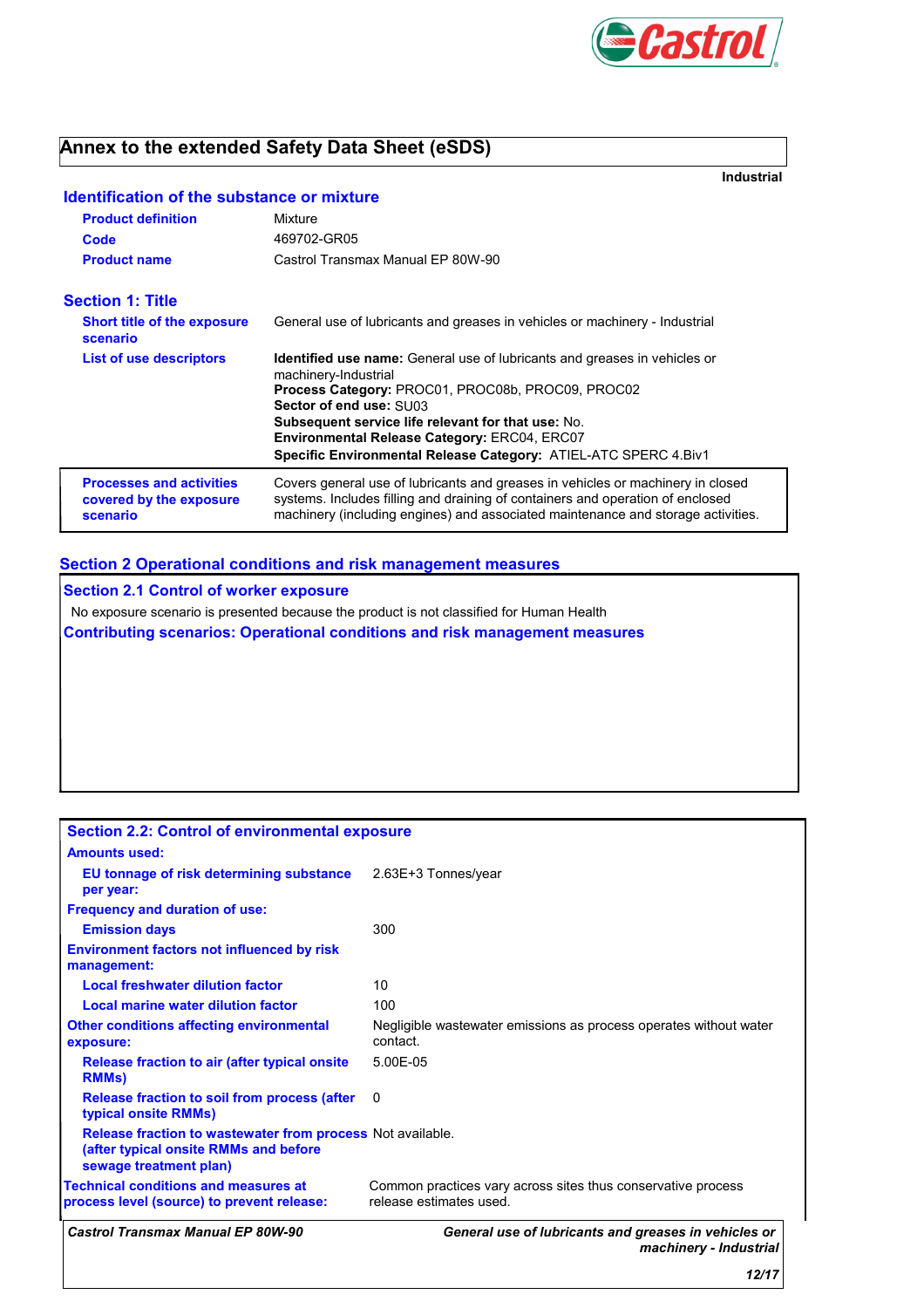# Annex to the extended Safety Data Sheet (eSDS)

**Industrial**

## Identification of the substance or mixture

| | |
|---|---|
| **Product definition** | Mixture |
| **Code** | 469702-GR05 |
| **Product name** | Castrol Transmax Manual EP 80W-90 |

## Section 1: Title

| | |
|---|---|
| **Short title of the exposure scenario** | General use of lubricants and greases in vehicles or machinery - Industrial |
| **List of use descriptors** | **Identified use name:** General use of lubricants and greases in vehicles or machinery-Industrial<br>**Process Category:** PROC01, PROC08b, PROC09, PROC02<br>**Sector of end use:** SU03<br>**Subsequent service life relevant for that use:** No.<br>**Environmental Release Category:** ERC04, ERC07<br>**Specific Environmental Release Category:** ATIEL-ATC SPERC 4.Biv1 |
| **Processes and activities covered by the exposure scenario** | Covers general use of lubricants and greases in vehicles or machinery in closed systems. Includes filling and draining of containers and operation of enclosed machinery (including engines) and associated maintenance and storage activities. |

## Section 2 Operational conditions and risk management measures

### Section 2.1 Control of worker exposure

No exposure scenario is presented because the product is not classified for Human Health

### Contributing scenarios: Operational conditions and risk management measures

### Section 2.2: Control of environmental exposure

**Amounts used:**

| | |
|---|---|
| **EU tonnage of risk determining substance per year:** | 2.63E+3 Tonnes/year |

**Frequency and duration of use:**

| | |
|---|---|
| **Emission days** | 300 |

**Environment factors not influenced by risk management:**

| | |
|---|---|
| **Local freshwater dilution factor** | 10 |
| **Local marine water dilution factor** | 100 |

| | |
|---|---|
| **Other conditions affecting environmental exposure:** | Negligible wastewater emissions as process operates without water contact. |
| **Release fraction to air (after typical onsite RMMs)** | 5.00E-05 |
| **Release fraction to soil from process (after typical onsite RMMs)** | 0 |
| **Release fraction to wastewater from process (after typical onsite RMMs and before sewage treatment plan)** | Not available. |
| **Technical conditions and measures at process level (source) to prevent release:** | Common practices vary across sites thus conservative process release estimates used. |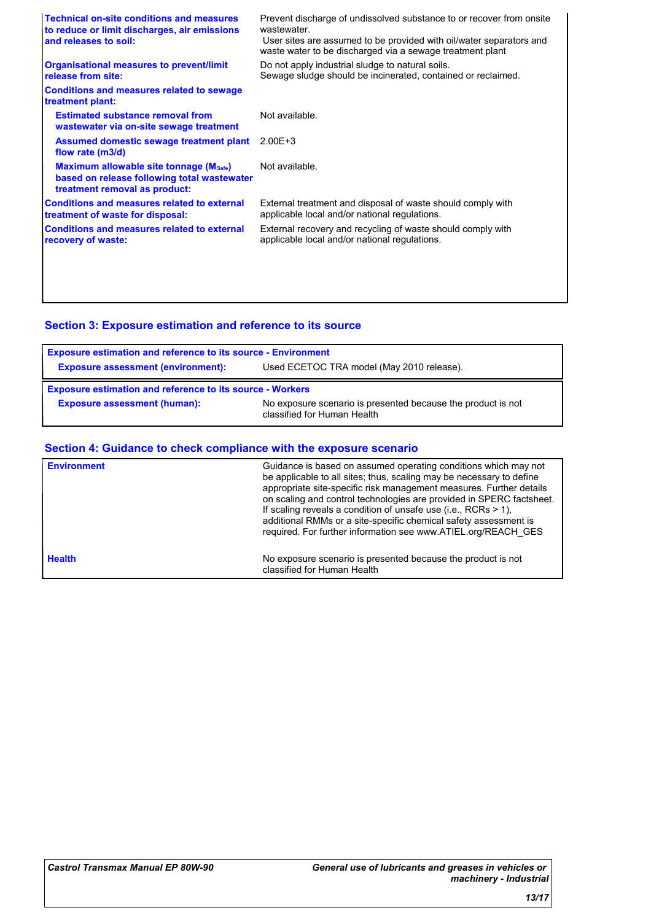| | |
|---|---|
| **Technical on-site conditions and measures to reduce or limit discharges, air emissions and releases to soil:** | Prevent discharge of undissolved substance to or recover from onsite wastewater. User sites are assumed to be provided with oil/water separators and waste water to be discharged via a sewage treatment plant |
| **Organisational measures to prevent/limit release from site:** | Do not apply industrial sludge to natural soils. Sewage sludge should be incinerated, contained or reclaimed. |
| **Conditions and measures related to sewage treatment plant:** | |
| **Estimated substance removal from wastewater via on-site sewage treatment** | Not available. |
| **Assumed domestic sewage treatment plant flow rate (m3/d)** | 2.00E+3 |
| **Maximum allowable site tonnage ($M_{Safe}$) based on release following total wastewater treatment removal as product:** | Not available. |
| **Conditions and measures related to external treatment of waste for disposal:** | External treatment and disposal of waste should comply with applicable local and/or national regulations. |
| **Conditions and measures related to external recovery of waste:** | External recovery and recycling of waste should comply with applicable local and/or national regulations. |

## Section 3: Exposure estimation and reference to its source

| | |
|---|---|
| **Exposure estimation and reference to its source - Environment** | |
| **Exposure assessment (environment):** | Used ECETOC TRA model (May 2010 release). |
| **Exposure estimation and reference to its source - Workers** | |
| **Exposure assessment (human):** | No exposure scenario is presented because the product is not classified for Human Health |

## Section 4: Guidance to check compliance with the exposure scenario

| | |
|---|---|
| **Environment** | Guidance is based on assumed operating conditions which may not be applicable to all sites; thus, scaling may be necessary to define appropriate site-specific risk management measures. Further details on scaling and control technologies are provided in SPERC factsheet. If scaling reveals a condition of unsafe use (i.e., RCRs > 1), additional RMMs or a site-specific chemical safety assessment is required. For further information see www.ATIEL.org/REACH_GES |
| **Health** | No exposure scenario is presented because the product is not classified for Human Health |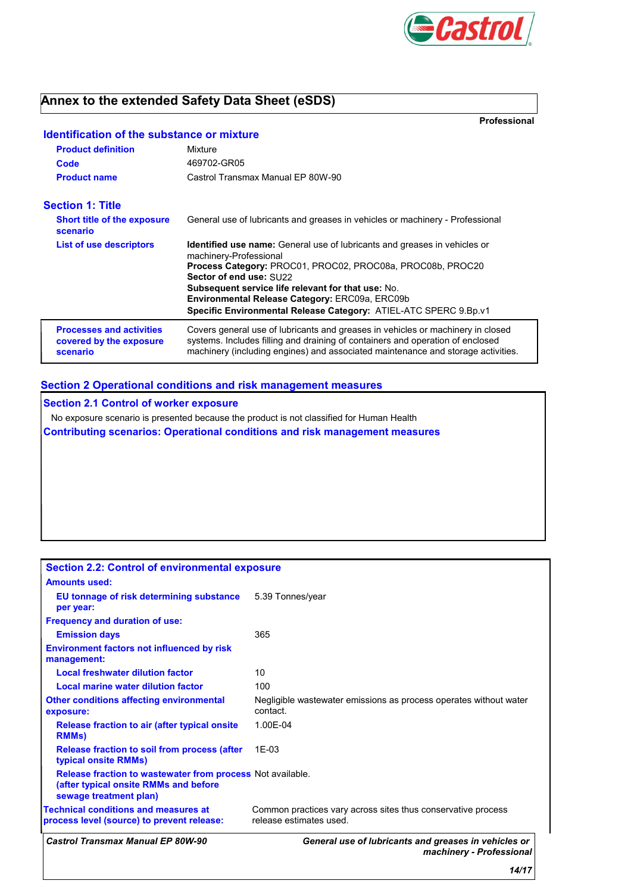# Annex to the extended Safety Data Sheet (eSDS)

**Professional**

## Identification of the substance or mixture

| | |
|---|---|
| **Product definition** | Mixture |
| **Code** | 469702-GR05 |
| **Product name** | Castrol Transmax Manual EP 80W-90 |

## Section 1: Title

| | |
|---|---|
| **Short title of the exposure scenario** | General use of lubricants and greases in vehicles or machinery - Professional |
| **List of use descriptors** | **Identified use name:** General use of lubricants and greases in vehicles or machinery-Professional<br>**Process Category:** PROC01, PROC02, PROC08a, PROC08b, PROC20<br>**Sector of end use:** SU22<br>**Subsequent service life relevant for that use:** No.<br>**Environmental Release Category:** ERC09a, ERC09b<br>**Specific Environmental Release Category:** ATIEL-ATC SPERC 9.Bp.v1 |
| **Processes and activities covered by the exposure scenario** | Covers general use of lubricants and greases in vehicles or machinery in closed systems. Includes filling and draining of containers and operation of enclosed machinery (including engines) and associated maintenance and storage activities. |

## Section 2 Operational conditions and risk management measures

### Section 2.1 Control of worker exposure

No exposure scenario is presented because the product is not classified for Human Health

### Contributing scenarios: Operational conditions and risk management measures

### Section 2.2: Control of environmental exposure

| | |
|---|---|
| **Amounts used:** | |
| **EU tonnage of risk determining substance per year:** | 5.39 Tonnes/year |
| **Frequency and duration of use:** | |
| **Emission days** | 365 |
| **Environment factors not influenced by risk management:** | |
| **Local freshwater dilution factor** | 10 |
| **Local marine water dilution factor** | 100 |
| **Other conditions affecting environmental exposure:** | Negligible wastewater emissions as process operates without water contact. |
| **Release fraction to air (after typical onsite RMMs)** | 1.00E-04 |
| **Release fraction to soil from process (after typical onsite RMMs)** | 1E-03 |
| **Release fraction to wastewater from process (after typical onsite RMMs and before sewage treatment plan)** | Not available. |
| **Technical conditions and measures at process level (source) to prevent release:** | Common practices vary across sites thus conservative process release estimates used. |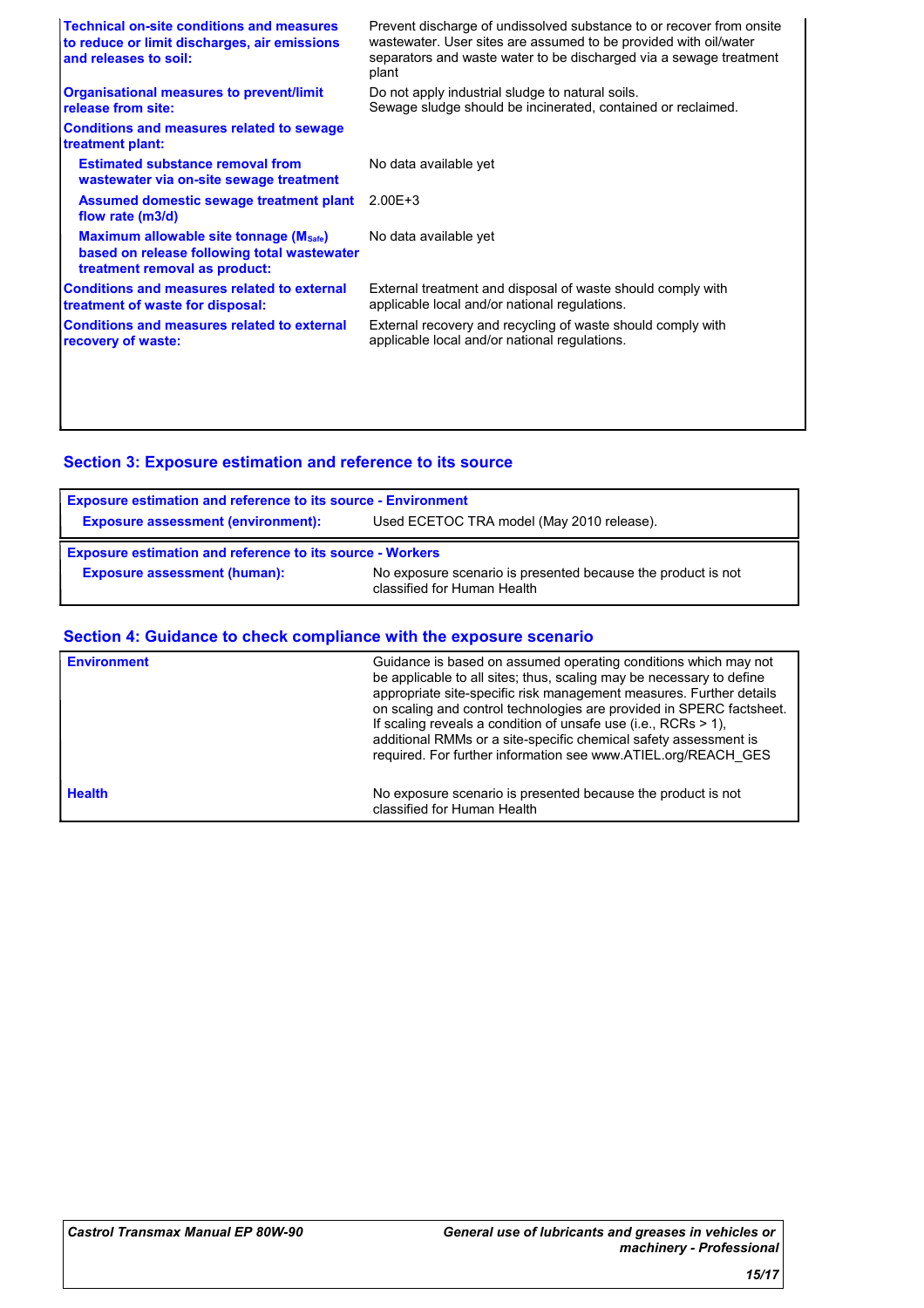| | |
|---|---|
| **Technical on-site conditions and measures to reduce or limit discharges, air emissions and releases to soil:** | Prevent discharge of undissolved substance to or recover from onsite wastewater. User sites are assumed to be provided with oil/water separators and waste water to be discharged via a sewage treatment plant |
| **Organisational measures to prevent/limit release from site:** | Do not apply industrial sludge to natural soils. Sewage sludge should be incinerated, contained or reclaimed. |
| **Conditions and measures related to sewage treatment plant:** | |
| **Estimated substance removal from wastewater via on-site sewage treatment** | No data available yet |
| **Assumed domestic sewage treatment plant flow rate (m3/d)** | 2.00E+3 |
| **Maximum allowable site tonnage ($M_{Safe}$) based on release following total wastewater treatment removal as product:** | No data available yet |
| **Conditions and measures related to external treatment of waste for disposal:** | External treatment and disposal of waste should comply with applicable local and/or national regulations. |
| **Conditions and measures related to external recovery of waste:** | External recovery and recycling of waste should comply with applicable local and/or national regulations. |

## Section 3: Exposure estimation and reference to its source

| | |
|---|---|
| **Exposure estimation and reference to its source - Environment** | |
| **Exposure assessment (environment):** | Used ECETOC TRA model (May 2010 release). |
| **Exposure estimation and reference to its source - Workers** | |
| **Exposure assessment (human):** | No exposure scenario is presented because the product is not classified for Human Health |

## Section 4: Guidance to check compliance with the exposure scenario

| | |
|---|---|
| **Environment** | Guidance is based on assumed operating conditions which may not be applicable to all sites; thus, scaling may be necessary to define appropriate site-specific risk management measures. Further details on scaling and control technologies are provided in SPERC factsheet. If scaling reveals a condition of unsafe use (i.e., RCRs > 1), additional RMMs or a site-specific chemical safety assessment is required. For further information see www.ATIEL.org/REACH_GES |
| **Health** | No exposure scenario is presented because the product is not classified for Human Health |